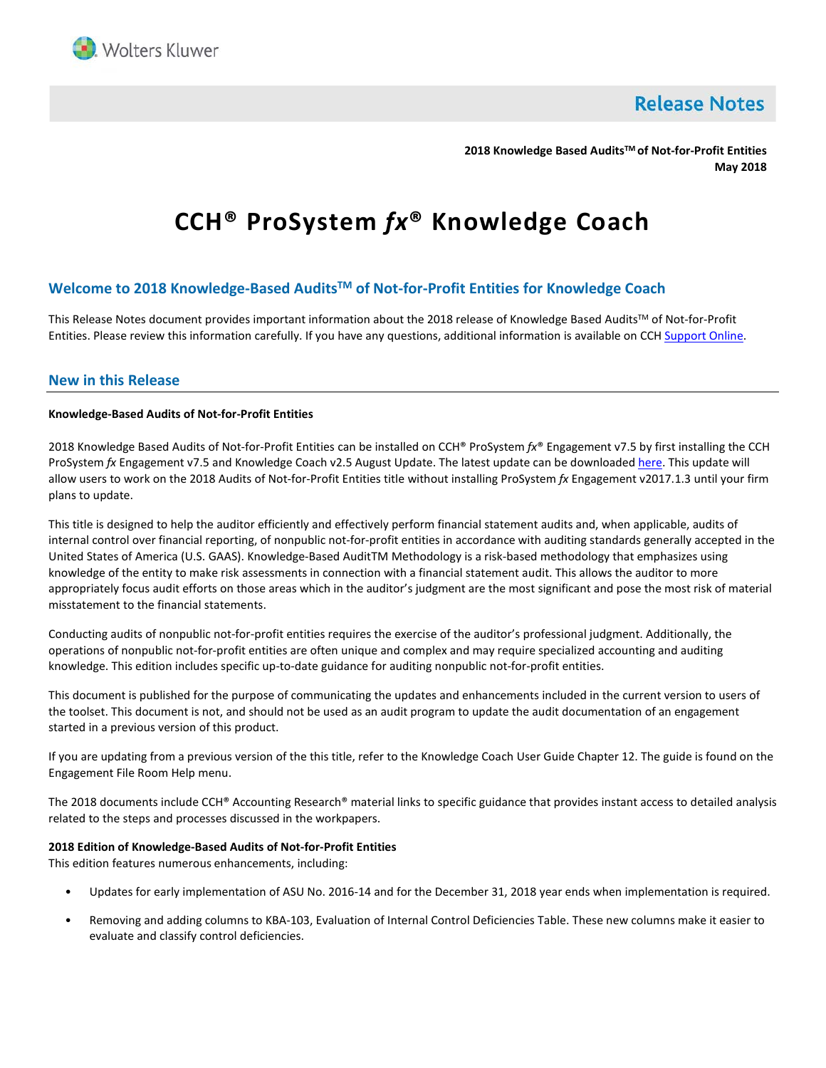# Release Notes

**2018 Knowledge Based Audits™ of Not-for-Profit Entities**
**May 2018**

# CCH® ProSystem *fx*® Knowledge Coach

## Welcome to 2018 Knowledge-Based Audits™ of Not-for-Profit Entities for Knowledge Coach

This Release Notes document provides important information about the 2018 release of Knowledge Based Audits™ of Not-for-Profit Entities. Please review this information carefully. If you have any questions, additional information is available on CCH Support Online.

## New in this Release

**Knowledge-Based Audits of Not-for-Profit Entities**

2018 Knowledge Based Audits of Not-for-Profit Entities can be installed on CCH® ProSystem *fx*® Engagement v7.5 by first installing the CCH ProSystem *fx* Engagement v7.5 and Knowledge Coach v2.5 August Update. The latest update can be downloaded here. This update will allow users to work on the 2018 Audits of Not-for-Profit Entities title without installing ProSystem *fx* Engagement v2017.1.3 until your firm plans to update.

This title is designed to help the auditor efficiently and effectively perform financial statement audits and, when applicable, audits of internal control over financial reporting, of nonpublic not-for-profit entities in accordance with auditing standards generally accepted in the United States of America (U.S. GAAS). Knowledge-Based AuditTM Methodology is a risk-based methodology that emphasizes using knowledge of the entity to make risk assessments in connection with a financial statement audit. This allows the auditor to more appropriately focus audit efforts on those areas which in the auditor's judgment are the most significant and pose the most risk of material misstatement to the financial statements.

Conducting audits of nonpublic not-for-profit entities requires the exercise of the auditor's professional judgment. Additionally, the operations of nonpublic not-for-profit entities are often unique and complex and may require specialized accounting and auditing knowledge. This edition includes specific up-to-date guidance for auditing nonpublic not-for-profit entities.

This document is published for the purpose of communicating the updates and enhancements included in the current version to users of the toolset. This document is not, and should not be used as an audit program to update the audit documentation of an engagement started in a previous version of this product.

If you are updating from a previous version of the this title, refer to the Knowledge Coach User Guide Chapter 12. The guide is found on the Engagement File Room Help menu.

The 2018 documents include CCH® Accounting Research® material links to specific guidance that provides instant access to detailed analysis related to the steps and processes discussed in the workpapers.

**2018 Edition of Knowledge-Based Audits of Not-for-Profit Entities**
This edition features numerous enhancements, including:

- Updates for early implementation of ASU No. 2016-14 and for the December 31, 2018 year ends when implementation is required.
- Removing and adding columns to KBA-103, Evaluation of Internal Control Deficiencies Table. These new columns make it easier to evaluate and classify control deficiencies.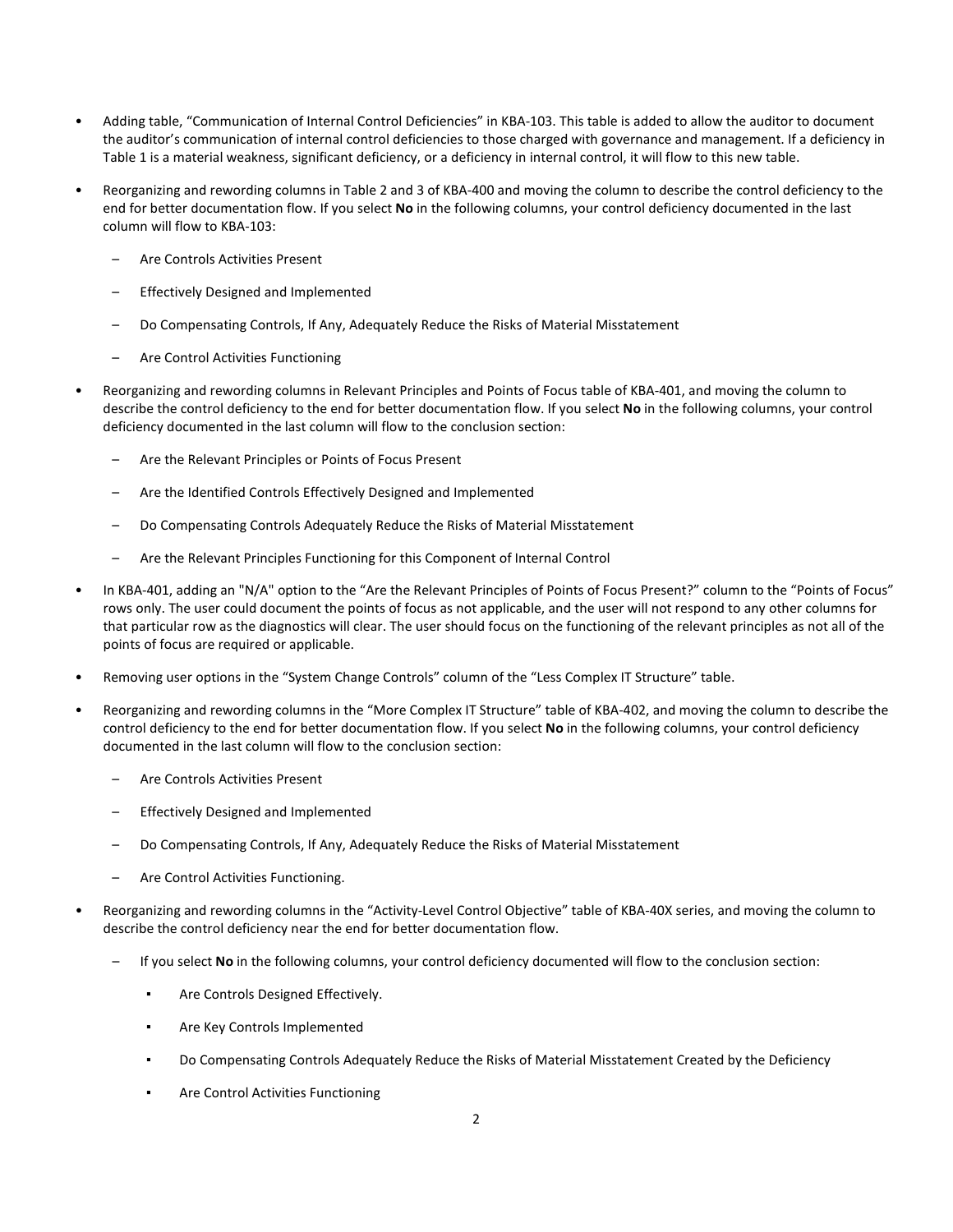- Adding table, "Communication of Internal Control Deficiencies" in KBA-103. This table is added to allow the auditor to document the auditor's communication of internal control deficiencies to those charged with governance and management. If a deficiency in Table 1 is a material weakness, significant deficiency, or a deficiency in internal control, it will flow to this new table.
- Reorganizing and rewording columns in Table 2 and 3 of KBA-400 and moving the column to describe the control deficiency to the end for better documentation flow. If you select **No** in the following columns, your control deficiency documented in the last column will flow to KBA-103:
  - Are Controls Activities Present
  - Effectively Designed and Implemented
  - Do Compensating Controls, If Any, Adequately Reduce the Risks of Material Misstatement
  - Are Control Activities Functioning
- Reorganizing and rewording columns in Relevant Principles and Points of Focus table of KBA-401, and moving the column to describe the control deficiency to the end for better documentation flow. If you select **No** in the following columns, your control deficiency documented in the last column will flow to the conclusion section:
  - Are the Relevant Principles or Points of Focus Present
  - Are the Identified Controls Effectively Designed and Implemented
  - Do Compensating Controls Adequately Reduce the Risks of Material Misstatement
  - Are the Relevant Principles Functioning for this Component of Internal Control
- In KBA-401, adding an "N/A" option to the "Are the Relevant Principles of Points of Focus Present?" column to the "Points of Focus" rows only. The user could document the points of focus as not applicable, and the user will not respond to any other columns for that particular row as the diagnostics will clear. The user should focus on the functioning of the relevant principles as not all of the points of focus are required or applicable.
- Removing user options in the "System Change Controls" column of the "Less Complex IT Structure" table.
- Reorganizing and rewording columns in the "More Complex IT Structure" table of KBA-402, and moving the column to describe the control deficiency to the end for better documentation flow. If you select **No** in the following columns, your control deficiency documented in the last column will flow to the conclusion section:
  - Are Controls Activities Present
  - Effectively Designed and Implemented
  - Do Compensating Controls, If Any, Adequately Reduce the Risks of Material Misstatement
  - Are Control Activities Functioning.
- Reorganizing and rewording columns in the "Activity-Level Control Objective" table of KBA-40X series, and moving the column to describe the control deficiency near the end for better documentation flow.
  - If you select **No** in the following columns, your control deficiency documented will flow to the conclusion section:
    - Are Controls Designed Effectively.
    - Are Key Controls Implemented
    - Do Compensating Controls Adequately Reduce the Risks of Material Misstatement Created by the Deficiency
    - Are Control Activities Functioning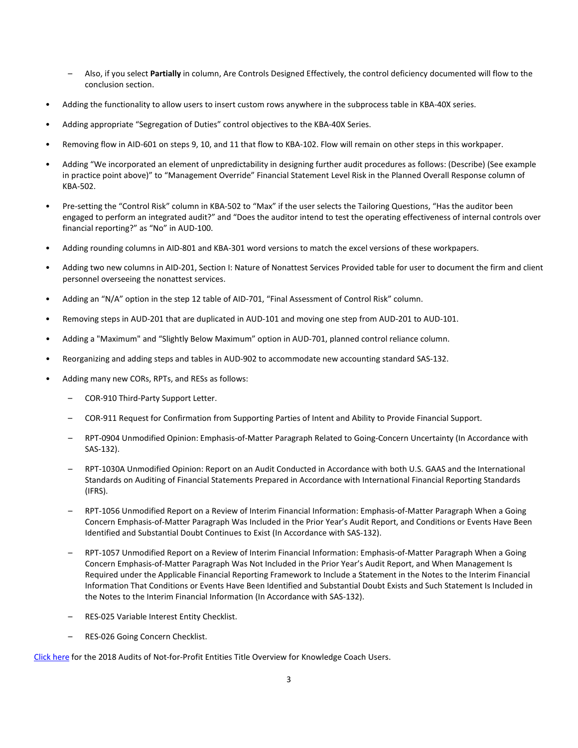- Also, if you select **Partially** in column, Are Controls Designed Effectively, the control deficiency documented will flow to the conclusion section.
- Adding the functionality to allow users to insert custom rows anywhere in the subprocess table in KBA-40X series.
- Adding appropriate "Segregation of Duties" control objectives to the KBA-40X Series.
- Removing flow in AID-601 on steps 9, 10, and 11 that flow to KBA-102. Flow will remain on other steps in this workpaper.
- Adding "We incorporated an element of unpredictability in designing further audit procedures as follows: (Describe) (See example in practice point above)" to "Management Override" Financial Statement Level Risk in the Planned Overall Response column of KBA-502.
- Pre-setting the "Control Risk" column in KBA-502 to "Max" if the user selects the Tailoring Questions, "Has the auditor been engaged to perform an integrated audit?" and "Does the auditor intend to test the operating effectiveness of internal controls over financial reporting?" as "No" in AUD-100.
- Adding rounding columns in AID-801 and KBA-301 word versions to match the excel versions of these workpapers.
- Adding two new columns in AID-201, Section I: Nature of Nonattest Services Provided table for user to document the firm and client personnel overseeing the nonattest services.
- Adding an "N/A" option in the step 12 table of AID-701, "Final Assessment of Control Risk" column.
- Removing steps in AUD-201 that are duplicated in AUD-101 and moving one step from AUD-201 to AUD-101.
- Adding a "Maximum" and "Slightly Below Maximum" option in AUD-701, planned control reliance column.
- Reorganizing and adding steps and tables in AUD-902 to accommodate new accounting standard SAS-132.
- Adding many new CORs, RPTs, and RESs as follows:
  - COR-910 Third-Party Support Letter.
  - COR-911 Request for Confirmation from Supporting Parties of Intent and Ability to Provide Financial Support.
  - RPT-0904 Unmodified Opinion: Emphasis-of-Matter Paragraph Related to Going-Concern Uncertainty (In Accordance with SAS-132).
  - RPT-1030A Unmodified Opinion: Report on an Audit Conducted in Accordance with both U.S. GAAS and the International Standards on Auditing of Financial Statements Prepared in Accordance with International Financial Reporting Standards (IFRS).
  - RPT-1056 Unmodified Report on a Review of Interim Financial Information: Emphasis-of-Matter Paragraph When a Going Concern Emphasis-of-Matter Paragraph Was Included in the Prior Year's Audit Report, and Conditions or Events Have Been Identified and Substantial Doubt Continues to Exist (In Accordance with SAS-132).
  - RPT-1057 Unmodified Report on a Review of Interim Financial Information: Emphasis-of-Matter Paragraph When a Going Concern Emphasis-of-Matter Paragraph Was Not Included in the Prior Year's Audit Report, and When Management Is Required under the Applicable Financial Reporting Framework to Include a Statement in the Notes to the Interim Financial Information That Conditions or Events Have Been Identified and Substantial Doubt Exists and Such Statement Is Included in the Notes to the Interim Financial Information (In Accordance with SAS-132).
  - RES-025 Variable Interest Entity Checklist.
  - RES-026 Going Concern Checklist.

Click here for the 2018 Audits of Not-for-Profit Entities Title Overview for Knowledge Coach Users.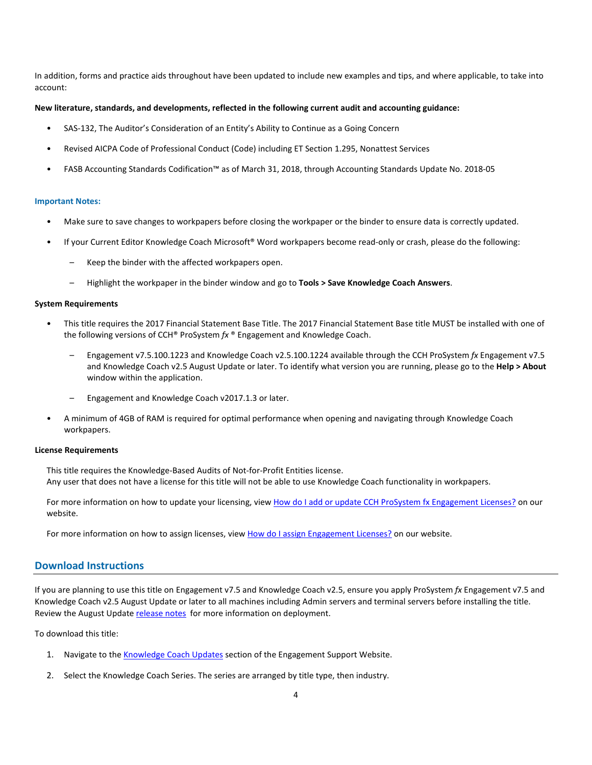In addition, forms and practice aids throughout have been updated to include new examples and tips, and where applicable, to take into account:

**New literature, standards, and developments, reflected in the following current audit and accounting guidance:**

- SAS-132, The Auditor's Consideration of an Entity's Ability to Continue as a Going Concern
- Revised AICPA Code of Professional Conduct (Code) including ET Section 1.295, Nonattest Services
- FASB Accounting Standards Codification™ as of March 31, 2018, through Accounting Standards Update No. 2018-05

**Important Notes:**

- Make sure to save changes to workpapers before closing the workpaper or the binder to ensure data is correctly updated.
- If your Current Editor Knowledge Coach Microsoft® Word workpapers become read-only or crash, please do the following:
  - Keep the binder with the affected workpapers open.
  - Highlight the workpaper in the binder window and go to **Tools > Save Knowledge Coach Answers**.

**System Requirements**

- This title requires the 2017 Financial Statement Base Title. The 2017 Financial Statement Base title MUST be installed with one of the following versions of CCH® ProSystem *fx* ® Engagement and Knowledge Coach.
  - Engagement v7.5.100.1223 and Knowledge Coach v2.5.100.1224 available through the CCH ProSystem *fx* Engagement v7.5 and Knowledge Coach v2.5 August Update or later. To identify what version you are running, please go to the **Help > About** window within the application.
  - Engagement and Knowledge Coach v2017.1.3 or later.
- A minimum of 4GB of RAM is required for optimal performance when opening and navigating through Knowledge Coach workpapers.

**License Requirements**

This title requires the Knowledge-Based Audits of Not-for-Profit Entities license.
Any user that does not have a license for this title will not be able to use Knowledge Coach functionality in workpapers.

For more information on how to update your licensing, view [How do I add or update CCH ProSystem fx Engagement Licenses?]() on our website.

For more information on how to assign licenses, view [How do I assign Engagement Licenses?]() on our website.

## Download Instructions

If you are planning to use this title on Engagement v7.5 and Knowledge Coach v2.5, ensure you apply ProSystem *fx* Engagement v7.5 and Knowledge Coach v2.5 August Update or later to all machines including Admin servers and terminal servers before installing the title. Review the August Update [release notes]() for more information on deployment.

To download this title:

1. Navigate to the [Knowledge Coach Updates]() section of the Engagement Support Website.
2. Select the Knowledge Coach Series. The series are arranged by title type, then industry.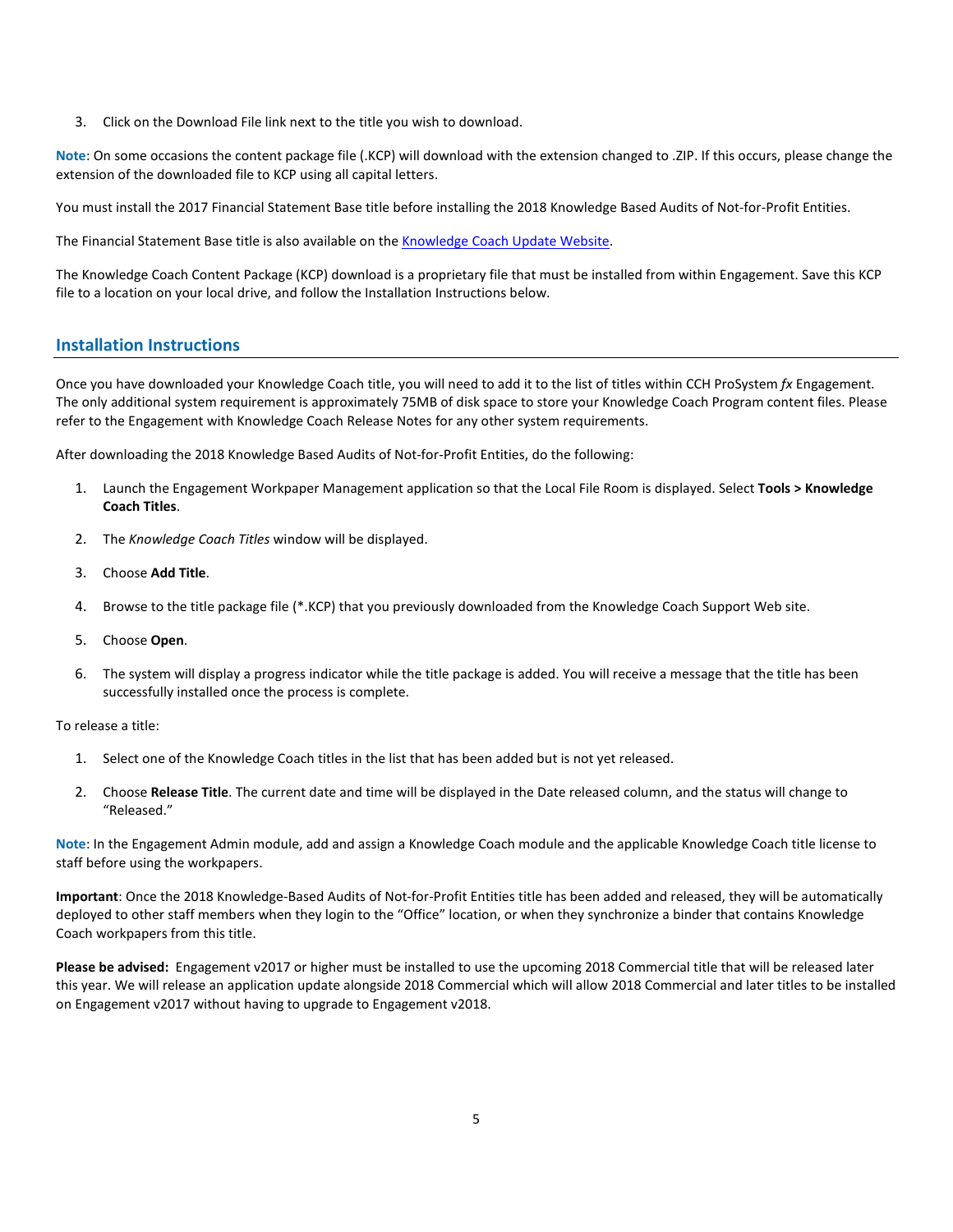3. Click on the Download File link next to the title you wish to download.

**Note**: On some occasions the content package file (.KCP) will download with the extension changed to .ZIP. If this occurs, please change the extension of the downloaded file to KCP using all capital letters.

You must install the 2017 Financial Statement Base title before installing the 2018 Knowledge Based Audits of Not-for-Profit Entities.

The Financial Statement Base title is also available on the [Knowledge Coach Update Website](Knowledge Coach Update Website).

The Knowledge Coach Content Package (KCP) download is a proprietary file that must be installed from within Engagement. Save this KCP file to a location on your local drive, and follow the Installation Instructions below.

## Installation Instructions

Once you have downloaded your Knowledge Coach title, you will need to add it to the list of titles within CCH ProSystem *fx* Engagement. The only additional system requirement is approximately 75MB of disk space to store your Knowledge Coach Program content files. Please refer to the Engagement with Knowledge Coach Release Notes for any other system requirements.

After downloading the 2018 Knowledge Based Audits of Not-for-Profit Entities, do the following:

1. Launch the Engagement Workpaper Management application so that the Local File Room is displayed. Select **Tools > Knowledge Coach Titles**.
2. The *Knowledge Coach Titles* window will be displayed.
3. Choose **Add Title**.
4. Browse to the title package file (*.KCP) that you previously downloaded from the Knowledge Coach Support Web site.
5. Choose **Open**.
6. The system will display a progress indicator while the title package is added. You will receive a message that the title has been successfully installed once the process is complete.

To release a title:

1. Select one of the Knowledge Coach titles in the list that has been added but is not yet released.
2. Choose **Release Title**. The current date and time will be displayed in the Date released column, and the status will change to "Released."

**Note**: In the Engagement Admin module, add and assign a Knowledge Coach module and the applicable Knowledge Coach title license to staff before using the workpapers.

**Important**: Once the 2018 Knowledge-Based Audits of Not-for-Profit Entities title has been added and released, they will be automatically deployed to other staff members when they login to the "Office" location, or when they synchronize a binder that contains Knowledge Coach workpapers from this title.

**Please be advised:** Engagement v2017 or higher must be installed to use the upcoming 2018 Commercial title that will be released later this year. We will release an application update alongside 2018 Commercial which will allow 2018 Commercial and later titles to be installed on Engagement v2017 without having to upgrade to Engagement v2018.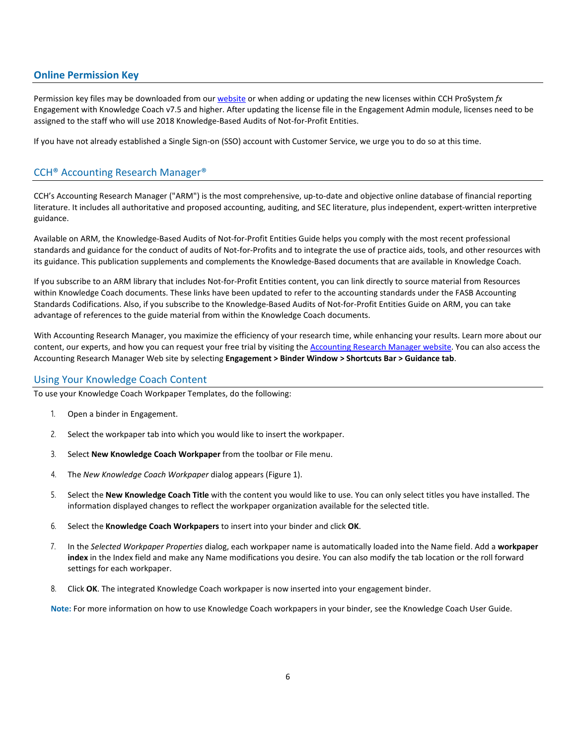## Online Permission Key

Permission key files may be downloaded from our [website](website) or when adding or updating the new licenses within CCH ProSystem *fx* Engagement with Knowledge Coach v7.5 and higher. After updating the license file in the Engagement Admin module, licenses need to be assigned to the staff who will use 2018 Knowledge-Based Audits of Not-for-Profit Entities.

If you have not already established a Single Sign-on (SSO) account with Customer Service, we urge you to do so at this time.

## CCH® Accounting Research Manager®

CCH's Accounting Research Manager ("ARM") is the most comprehensive, up-to-date and objective online database of financial reporting literature. It includes all authoritative and proposed accounting, auditing, and SEC literature, plus independent, expert-written interpretive guidance.

Available on ARM, the Knowledge-Based Audits of Not-for-Profit Entities Guide helps you comply with the most recent professional standards and guidance for the conduct of audits of Not-for-Profits and to integrate the use of practice aids, tools, and other resources with its guidance. This publication supplements and complements the Knowledge-Based documents that are available in Knowledge Coach.

If you subscribe to an ARM library that includes Not-for-Profit Entities content, you can link directly to source material from Resources within Knowledge Coach documents. These links have been updated to refer to the accounting standards under the FASB Accounting Standards Codifications. Also, if you subscribe to the Knowledge-Based Audits of Not-for-Profit Entities Guide on ARM, you can take advantage of references to the guide material from within the Knowledge Coach documents.

With Accounting Research Manager, you maximize the efficiency of your research time, while enhancing your results. Learn more about our content, our experts, and how you can request your free trial by visiting the [Accounting Research Manager website](Accounting Research Manager website). You can also access the Accounting Research Manager Web site by selecting **Engagement > Binder Window > Shortcuts Bar > Guidance tab**.

## Using Your Knowledge Coach Content

To use your Knowledge Coach Workpaper Templates, do the following:

1. Open a binder in Engagement.
2. Select the workpaper tab into which you would like to insert the workpaper.
3. Select **New Knowledge Coach Workpaper** from the toolbar or File menu.
4. The *New Knowledge Coach Workpaper* dialog appears (Figure 1).
5. Select the **New Knowledge Coach Title** with the content you would like to use. You can only select titles you have installed. The information displayed changes to reflect the workpaper organization available for the selected title.
6. Select the **Knowledge Coach Workpapers** to insert into your binder and click **OK**.
7. In the *Selected Workpaper Properties* dialog, each workpaper name is automatically loaded into the Name field. Add a **workpaper index** in the Index field and make any Name modifications you desire. You can also modify the tab location or the roll forward settings for each workpaper.
8. Click **OK**. The integrated Knowledge Coach workpaper is now inserted into your engagement binder.

**Note:** For more information on how to use Knowledge Coach workpapers in your binder, see the Knowledge Coach User Guide.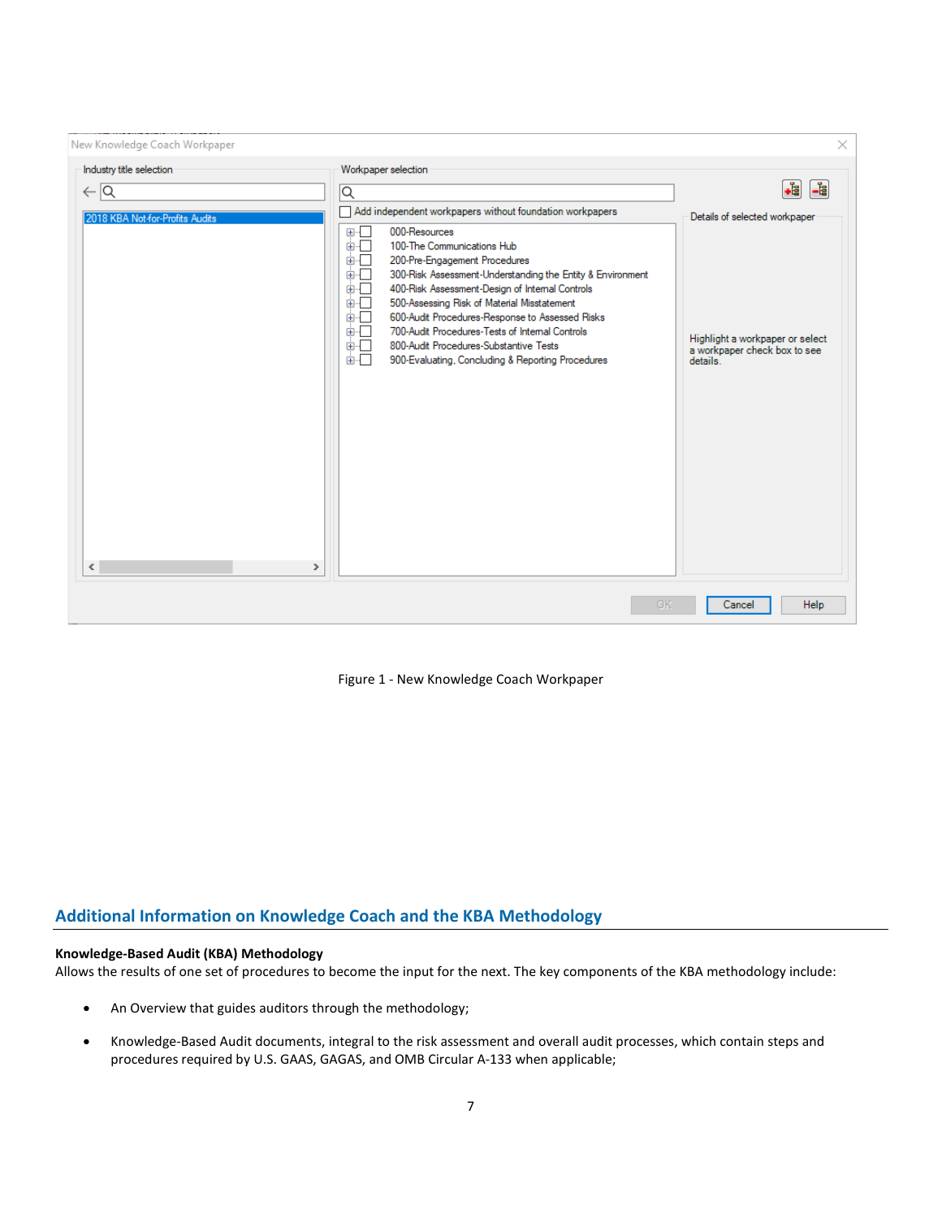Figure 1 - New Knowledge Coach Workpaper

## Additional Information on Knowledge Coach and the KBA Methodology

**Knowledge-Based Audit (KBA) Methodology**

Allows the results of one set of procedures to become the input for the next. The key components of the KBA methodology include:

- An Overview that guides auditors through the methodology;
- Knowledge-Based Audit documents, integral to the risk assessment and overall audit processes, which contain steps and procedures required by U.S. GAAS, GAGAS, and OMB Circular A-133 when applicable;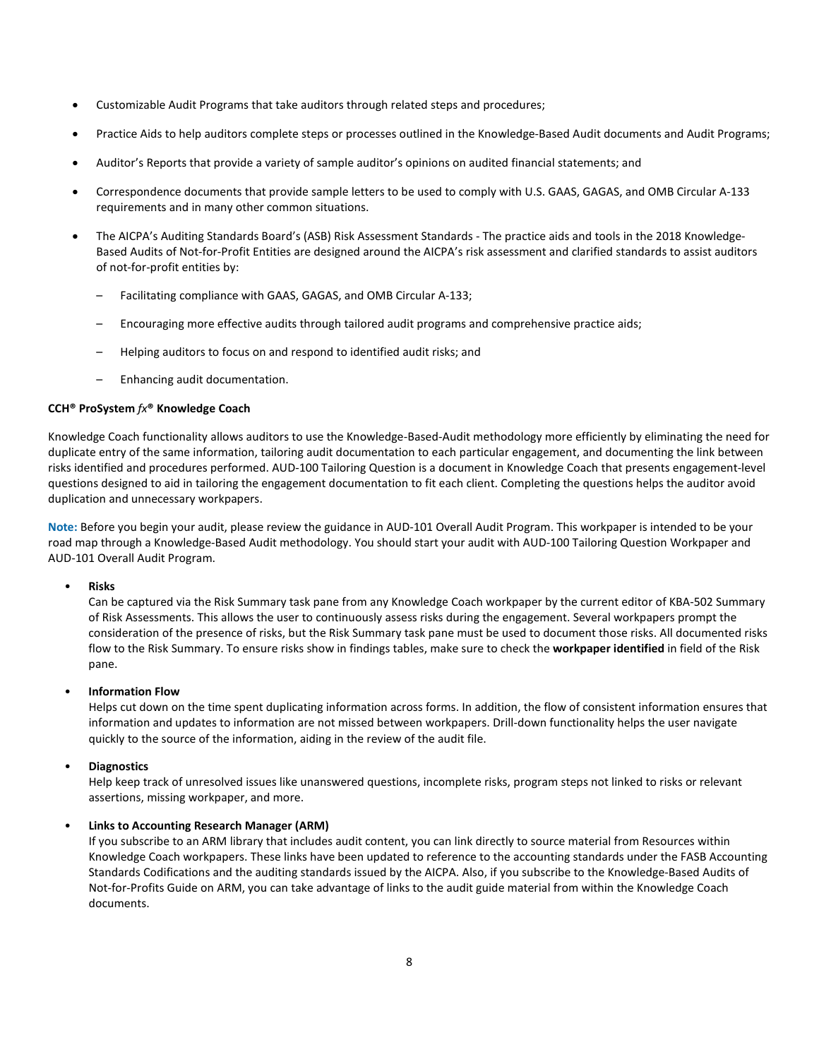- Customizable Audit Programs that take auditors through related steps and procedures;
- Practice Aids to help auditors complete steps or processes outlined in the Knowledge-Based Audit documents and Audit Programs;
- Auditor's Reports that provide a variety of sample auditor's opinions on audited financial statements; and
- Correspondence documents that provide sample letters to be used to comply with U.S. GAAS, GAGAS, and OMB Circular A-133 requirements and in many other common situations.
- The AICPA's Auditing Standards Board's (ASB) Risk Assessment Standards - The practice aids and tools in the 2018 Knowledge-Based Audits of Not-for-Profit Entities are designed around the AICPA's risk assessment and clarified standards to assist auditors of not-for-profit entities by:
  - Facilitating compliance with GAAS, GAGAS, and OMB Circular A-133;
  - Encouraging more effective audits through tailored audit programs and comprehensive practice aids;
  - Helping auditors to focus on and respond to identified audit risks; and
  - Enhancing audit documentation.

**CCH® ProSystem *fx*® Knowledge Coach**

Knowledge Coach functionality allows auditors to use the Knowledge-Based-Audit methodology more efficiently by eliminating the need for duplicate entry of the same information, tailoring audit documentation to each particular engagement, and documenting the link between risks identified and procedures performed. AUD-100 Tailoring Question is a document in Knowledge Coach that presents engagement-level questions designed to aid in tailoring the engagement documentation to fit each client. Completing the questions helps the auditor avoid duplication and unnecessary workpapers.

**Note:** Before you begin your audit, please review the guidance in AUD-101 Overall Audit Program. This workpaper is intended to be your road map through a Knowledge-Based Audit methodology. You should start your audit with AUD-100 Tailoring Question Workpaper and AUD-101 Overall Audit Program.

- **Risks**
  Can be captured via the Risk Summary task pane from any Knowledge Coach workpaper by the current editor of KBA-502 Summary of Risk Assessments. This allows the user to continuously assess risks during the engagement. Several workpapers prompt the consideration of the presence of risks, but the Risk Summary task pane must be used to document those risks. All documented risks flow to the Risk Summary. To ensure risks show in findings tables, make sure to check the **workpaper identified** in field of the Risk pane.

- **Information Flow**
  Helps cut down on the time spent duplicating information across forms. In addition, the flow of consistent information ensures that information and updates to information are not missed between workpapers. Drill-down functionality helps the user navigate quickly to the source of the information, aiding in the review of the audit file.

- **Diagnostics**
  Help keep track of unresolved issues like unanswered questions, incomplete risks, program steps not linked to risks or relevant assertions, missing workpaper, and more.

- **Links to Accounting Research Manager (ARM)**
  If you subscribe to an ARM library that includes audit content, you can link directly to source material from Resources within Knowledge Coach workpapers. These links have been updated to reference to the accounting standards under the FASB Accounting Standards Codifications and the auditing standards issued by the AICPA. Also, if you subscribe to the Knowledge-Based Audits of Not-for-Profits Guide on ARM, you can take advantage of links to the audit guide material from within the Knowledge Coach documents.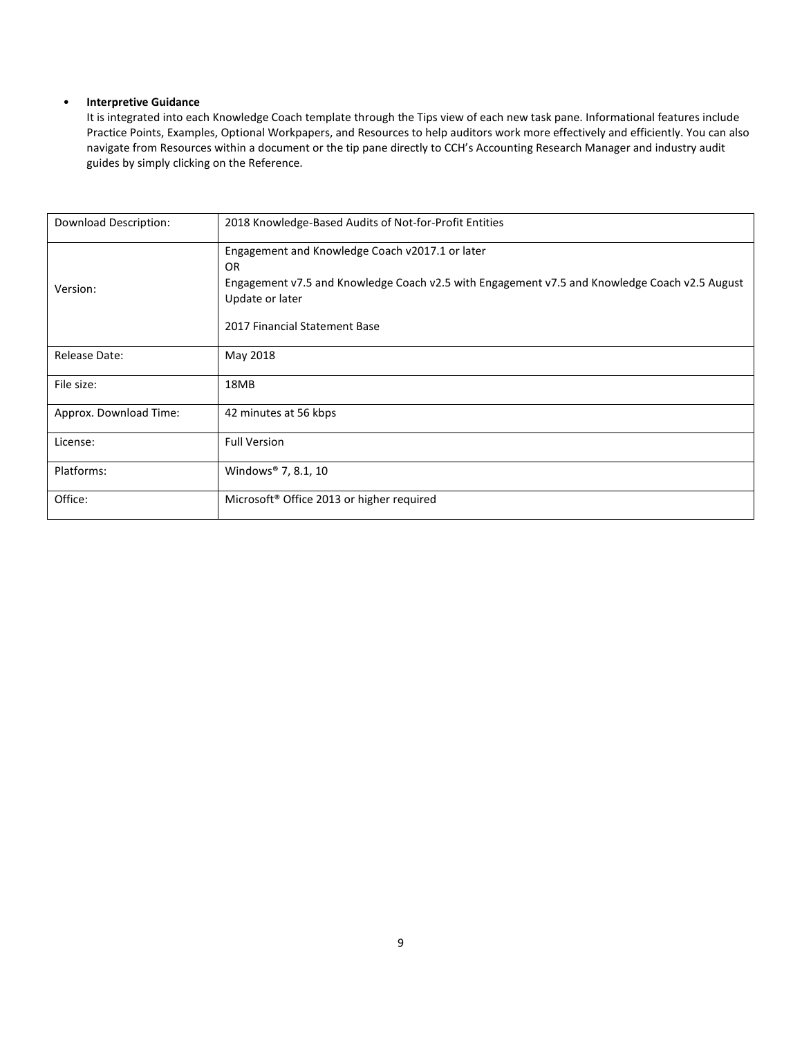- **Interpretive Guidance**
  It is integrated into each Knowledge Coach template through the Tips view of each new task pane. Informational features include Practice Points, Examples, Optional Workpapers, and Resources to help auditors work more effectively and efficiently. You can also navigate from Resources within a document or the tip pane directly to CCH's Accounting Research Manager and industry audit guides by simply clicking on the Reference.

| | |
|---|---|
| Download Description: | 2018 Knowledge-Based Audits of Not-for-Profit Entities |
| Version: | Engagement and Knowledge Coach v2017.1 or later<br>OR<br>Engagement v7.5 and Knowledge Coach v2.5 with Engagement v7.5 and Knowledge Coach v2.5 August Update or later<br><br>2017 Financial Statement Base |
| Release Date: | May 2018 |
| File size: | 18MB |
| Approx. Download Time: | 42 minutes at 56 kbps |
| License: | Full Version |
| Platforms: | Windows® 7, 8.1, 10 |
| Office: | Microsoft® Office 2013 or higher required |